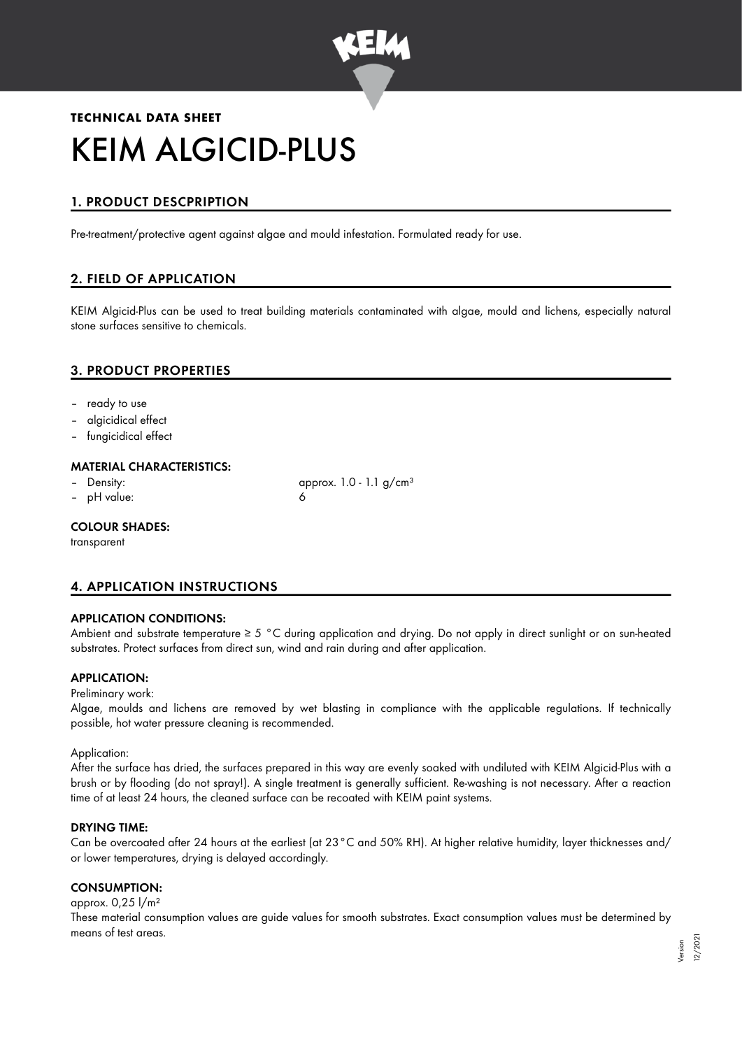**TECHNICAL DATA SHEET**

# KEIM ALGICID-PLUS

## 1. PRODUCT DESCPRIPTION

Pre-treatment/protective agent against algae and mould infestation. Formulated ready for use.

## 2. FIELD OF APPLICATION

KEIM Algicid-Plus can be used to treat building materials contaminated with algae, mould and lichens, especially natural stone surfaces sensitive to chemicals.

## 3. PRODUCT PROPERTIES

- ready to use
- algicidical effect
- fungicidical effect

### MATERIAL CHARACTERISTICS:

- Density: approx. 1.0 - 1.1 g/cm³
- pH value: 6

### COLOUR SHADES:

transparent

## 4. APPLICATION INSTRUCTIONS

### APPLICATION CONDITIONS:

Ambient and substrate temperature ≥ 5 °C during application and drying. Do not apply in direct sunlight or on sun-heated substrates. Protect surfaces from direct sun, wind and rain during and after application.

### APPLICATION:

Preliminary work:

Algae, moulds and lichens are removed by wet blasting in compliance with the applicable regulations. If technically possible, hot water pressure cleaning is recommended.

Application:

After the surface has dried, the surfaces prepared in this way are evenly soaked with undiluted with KEIM Algicid-Plus with a brush or by flooding (do not spray!). A single treatment is generally sufficient. Re-washing is not necessary. After a reaction time of at least 24 hours, the cleaned surface can be recoated with KEIM paint systems.

### DRYING TIME:

Can be overcoated after 24 hours at the earliest (at 23 °C and 50% RH). At higher relative humidity, layer thicknesses and/ or lower temperatures, drying is delayed accordingly.

### CONSUMPTION:

approx. 0,25 l/m²

These material consumption values are guide values for smooth substrates. Exact consumption values must be determined by means of test areas.

Version 12/2021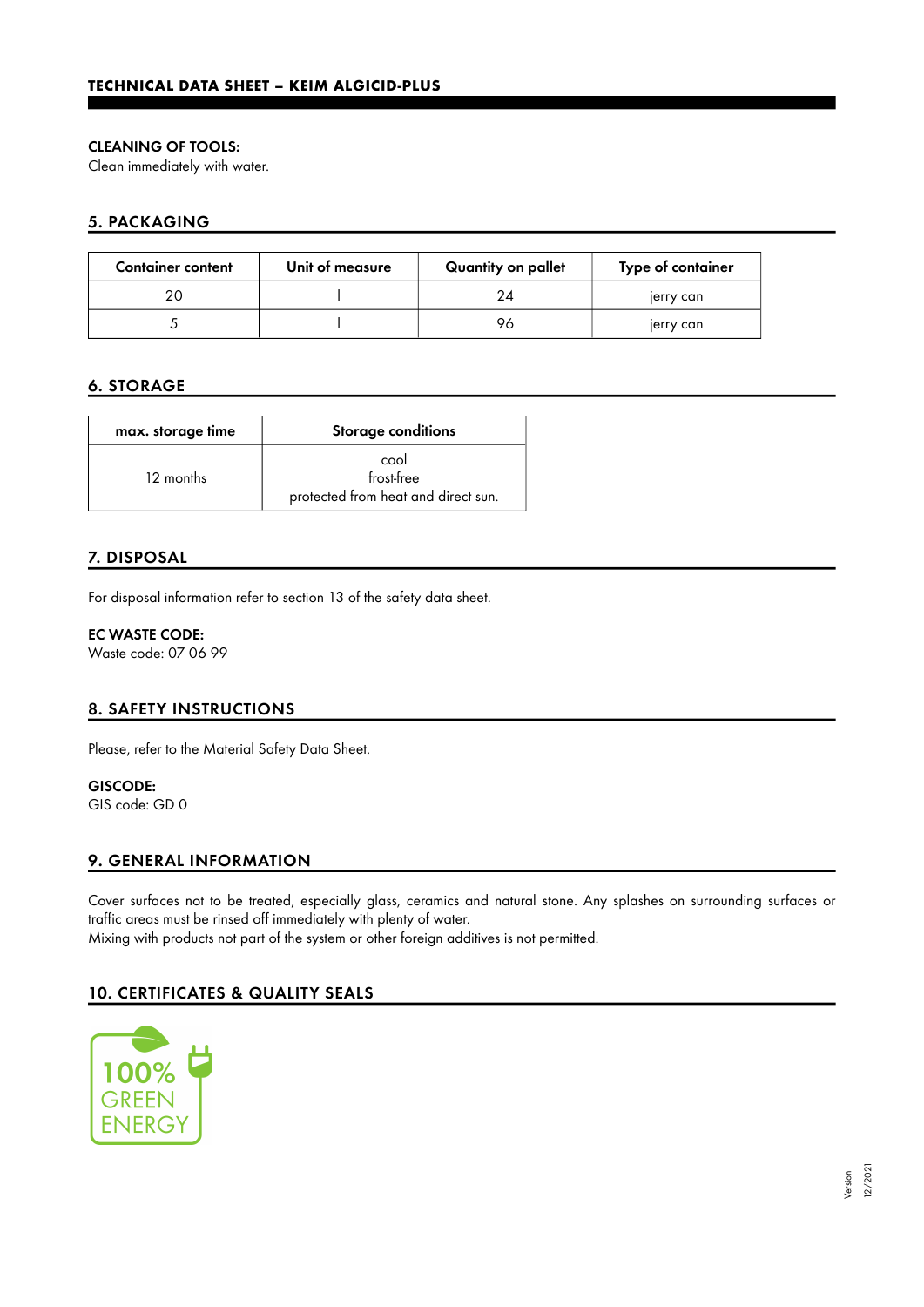**CLEANING OF TOOLS:**
Clean immediately with water.

## 5. PACKAGING

| Container content | Unit of measure | Quantity on pallet | Type of container |
|---|---|---|---|
| 20 | l | 24 | jerry can |
| 5 | l | 96 | jerry can |

## 6. STORAGE

| max. storage time | Storage conditions |
|---|---|
| 12 months | cool<br>frost-free<br>protected from heat and direct sun. |

## 7. DISPOSAL

For disposal information refer to section 13 of the safety data sheet.

**EC WASTE CODE:**
Waste code: 07 06 99

## 8. SAFETY INSTRUCTIONS

Please, refer to the Material Safety Data Sheet.

**GISCODE:**
GIS code: GD 0

## 9. GENERAL INFORMATION

Cover surfaces not to be treated, especially glass, ceramics and natural stone. Any splashes on surrounding surfaces or traffic areas must be rinsed off immediately with plenty of water.
Mixing with products not part of the system or other foreign additives is not permitted.

## 10. CERTIFICATES & QUALITY SEALS

100% GREEN ENERGY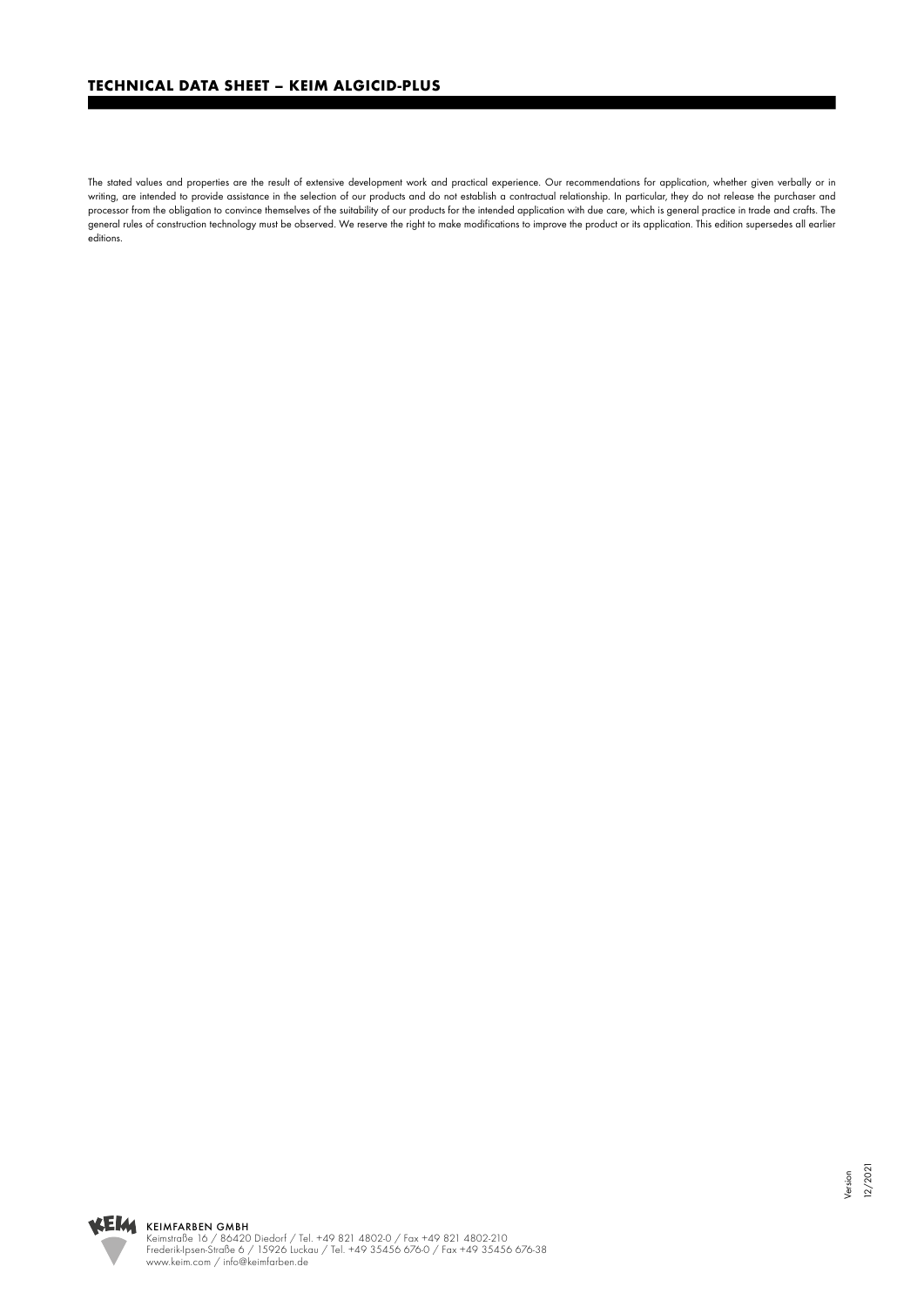The stated values and properties are the result of extensive development work and practical experience. Our recommendations for application, whether given verbally or in writing, are intended to provide assistance in the selection of our products and do not establish a contractual relationship. In particular, they do not release the purchaser and processor from the obligation to convince themselves of the suitability of our products for the intended application with due care, which is general practice in trade and crafts. The general rules of construction technology must be observed. We reserve the right to make modifications to improve the product or its application. This edition supersedes all earlier editions.

KEIMFARBEN GMBH
Keimstraße 16 / 86420 Diedorf / Tel. +49 821 4802-0 / Fax +49 821 4802-210
Frederik-Ipsen-Straße 6 / 15926 Luckau / Tel. +49 35456 676-0 / Fax +49 35456 676-38
www.keim.com / info@keimfarben.de

Version 12/2021